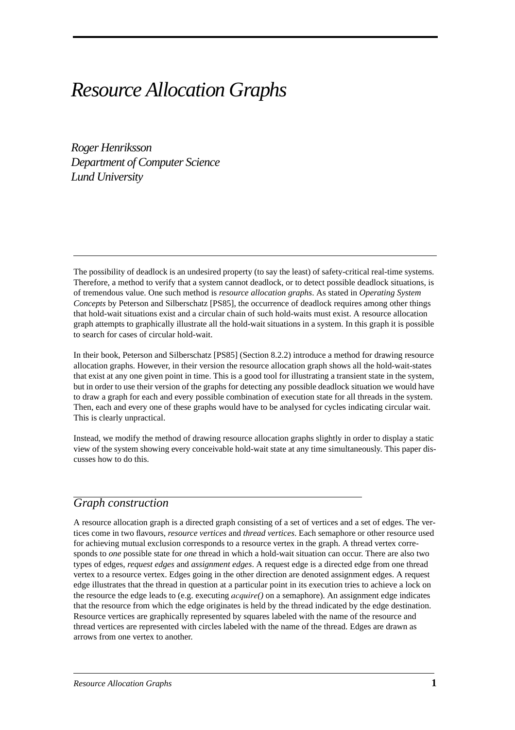# *Resource Allocation Graphs*

*Roger Henriksson*
*Department of Computer Science*
*Lund University*

The possibility of deadlock is an undesired property (to say the least) of safety-critical real-time systems. Therefore, a method to verify that a system cannot deadlock, or to detect possible deadlock situations, is of tremendous value. One such method is *resource allocation graphs*. As stated in *Operating System Concepts* by Peterson and Silberschatz [PS85], the occurrence of deadlock requires among other things that hold-wait situations exist and a circular chain of such hold-waits must exist. A resource allocation graph attempts to graphically illustrate all the hold-wait situations in a system. In this graph it is possible to search for cases of circular hold-wait.

In their book, Peterson and Silberschatz [PS85] (Section 8.2.2) introduce a method for drawing resource allocation graphs. However, in their version the resource allocation graph shows all the hold-wait-states that exist at any one given point in time. This is a good tool for illustrating a transient state in the system, but in order to use their version of the graphs for detecting any possible deadlock situation we would have to draw a graph for each and every possible combination of execution state for all threads in the system. Then, each and every one of these graphs would have to be analysed for cycles indicating circular wait. This is clearly unpractical.

Instead, we modify the method of drawing resource allocation graphs slightly in order to display a static view of the system showing every conceivable hold-wait state at any time simultaneously. This paper discusses how to do this.

## *Graph construction*

A resource allocation graph is a directed graph consisting of a set of vertices and a set of edges. The vertices come in two flavours, *resource vertices* and *thread vertices*. Each semaphore or other resource used for achieving mutual exclusion corresponds to a resource vertex in the graph. A thread vertex corresponds to *one* possible state for *one* thread in which a hold-wait situation can occur. There are also two types of edges, *request edges* and *assignment edges*. A request edge is a directed edge from one thread vertex to a resource vertex. Edges going in the other direction are denoted assignment edges. A request edge illustrates that the thread in question at a particular point in its execution tries to achieve a lock on the resource the edge leads to (e.g. executing *acquire()* on a semaphore). An assignment edge indicates that the resource from which the edge originates is held by the thread indicated by the edge destination. Resource vertices are graphically represented by squares labeled with the name of the resource and thread vertices are represented with circles labeled with the name of the thread. Edges are drawn as arrows from one vertex to another.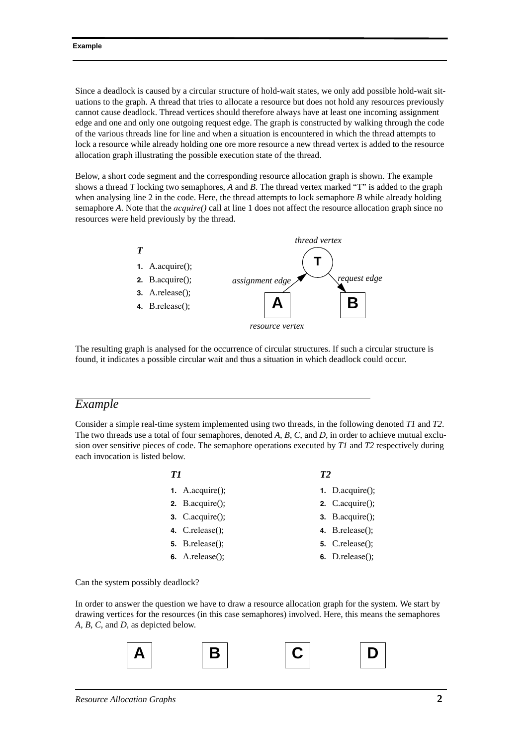Since a deadlock is caused by a circular structure of hold-wait states, we only add possible hold-wait situations to the graph. A thread that tries to allocate a resource but does not hold any resources previously cannot cause deadlock. Thread vertices should therefore always have at least one incoming assignment edge and one and only one outgoing request edge. The graph is constructed by walking through the code of the various threads line for line and when a situation is encountered in which the thread attempts to lock a resource while already holding one ore more resource a new thread vertex is added to the resource allocation graph illustrating the possible execution state of the thread.

Below, a short code segment and the corresponding resource allocation graph is shown. The example shows a thread *T* locking two semaphores, *A* and *B*. The thread vertex marked "T" is added to the graph when analysing line 2 in the code. Here, the thread attempts to lock semaphore *B* while already holding semaphore *A*. Note that the *acquire()* call at line 1 does not affect the resource allocation graph since no resources were held previously by the thread.

***T***

```
1. A.acquire();
2. B.acquire();
3. A.release();
4. B.release();
```

*thread vertex*, *assignment edge*, *request edge*, *resource vertex*

The resulting graph is analysed for the occurrence of circular structures. If such a circular structure is found, it indicates a possible circular wait and thus a situation in which deadlock could occur.

## *Example*

Consider a simple real-time system implemented using two threads, in the following denoted *T1* and *T2*. The two threads use a total of four semaphores, denoted *A*, *B*, *C*, and *D*, in order to achieve mutual exclusion over sensitive pieces of code. The semaphore operations executed by *T1* and *T2* respectively during each invocation is listed below.

***T1***

```
1. A.acquire();
2. B.acquire();
3. C.acquire();
4. C.release();
5. B.release();
6. A.release();
```

***T2***

```
1. D.acquire();
2. C.acquire();
3. B.acquire();
4. B.release();
5. C.release();
6. D.release();
```

Can the system possibly deadlock?

In order to answer the question we have to draw a resource allocation graph for the system. We start by drawing vertices for the resources (in this case semaphores) involved. Here, this means the semaphores *A*, *B*, *C*, and *D*, as depicted below.

**A** **B** **C** **D**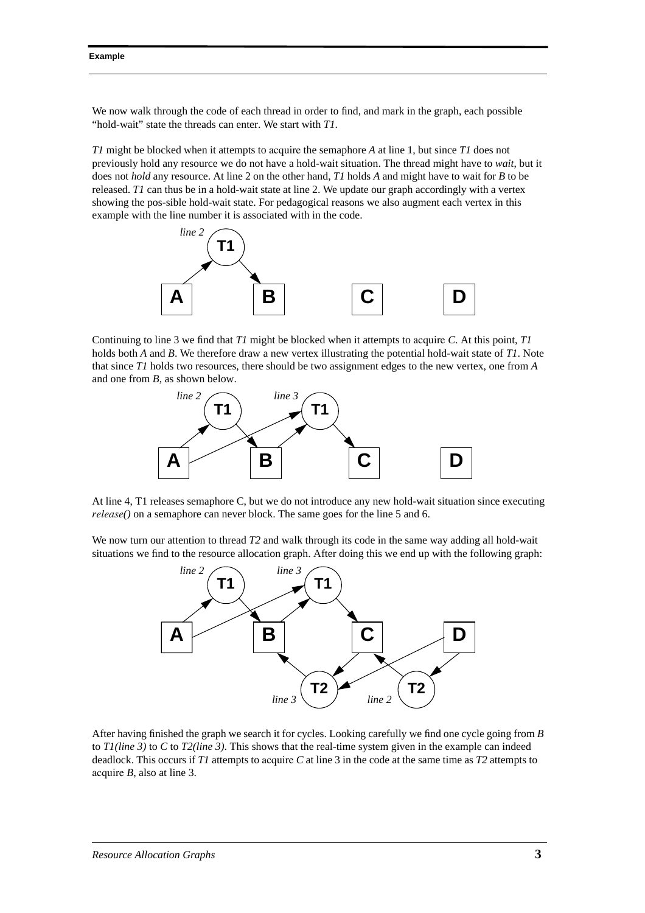**Example**

We now walk through the code of each thread in order to find, and mark in the graph, each possible "hold-wait" state the threads can enter. We start with *T1*.

*T1* might be blocked when it attempts to acquire the semaphore *A* at line 1, but since *T1* does not previously hold any resource we do not have a hold-wait situation. The thread might have to *wait*, but it does not *hold* any resource. At line 2 on the other hand, *T1* holds *A* and might have to wait for *B* to be released. *T1* can thus be in a hold-wait state at line 2. We update our graph accordingly with a vertex showing the pos-sible hold-wait state. For pedagogical reasons we also augment each vertex in this example with the line number it is associated with in the code.

Continuing to line 3 we find that *T1* might be blocked when it attempts to acquire *C*. At this point, *T1* holds both *A* and *B*. We therefore draw a new vertex illustrating the potential hold-wait state of *T1*. Note that since *T1* holds two resources, there should be two assignment edges to the new vertex, one from *A* and one from *B*, as shown below.

At line 4, T1 releases semaphore C, but we do not introduce any new hold-wait situation since executing *release()* on a semaphore can never block. The same goes for the line 5 and 6.

We now turn our attention to thread *T2* and walk through its code in the same way adding all hold-wait situations we find to the resource allocation graph. After doing this we end up with the following graph:

After having finished the graph we search it for cycles. Looking carefully we find one cycle going from *B* to *T1(line 3)* to *C* to *T2(line 3)*. This shows that the real-time system given in the example can indeed deadlock. This occurs if *T1* attempts to acquire *C* at line 3 in the code at the same time as *T2* attempts to acquire *B*, also at line 3.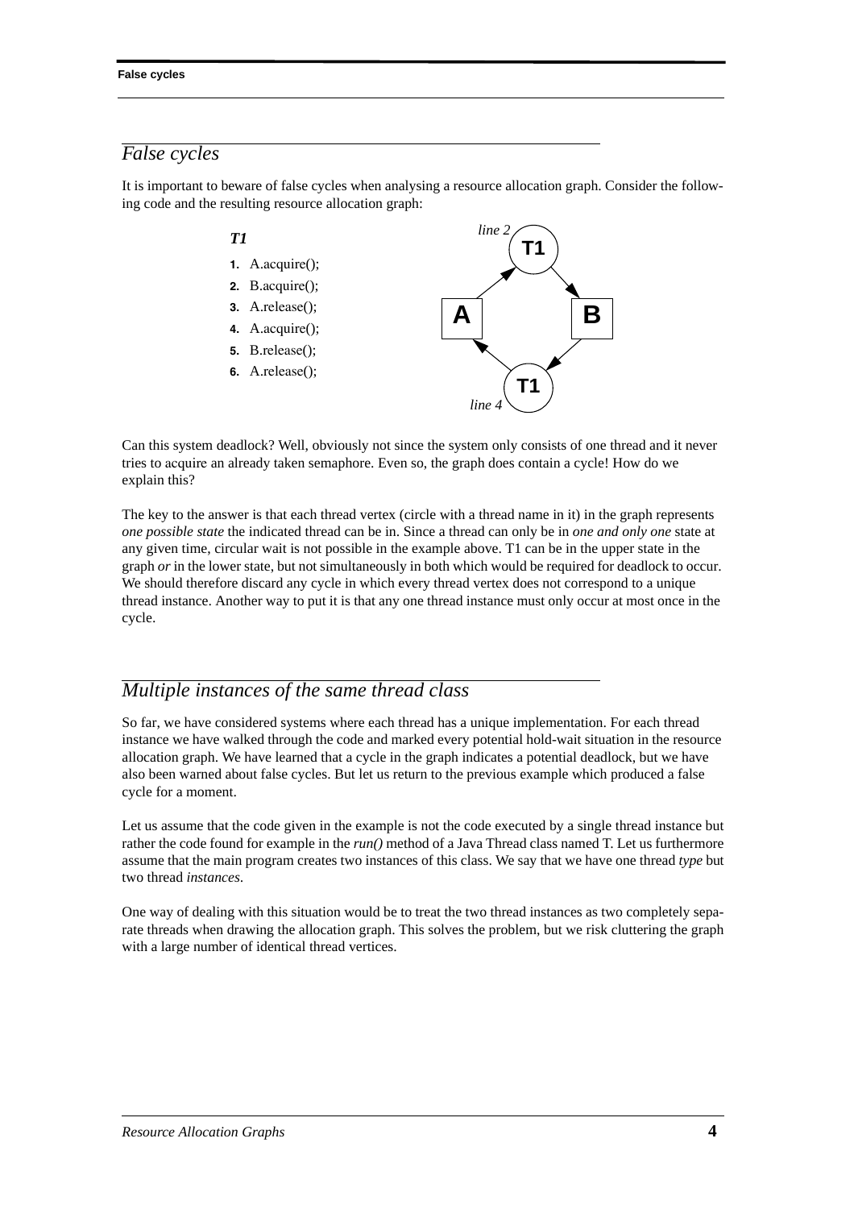## False cycles

It is important to beware of false cycles when analysing a resource allocation graph. Consider the following code and the resulting resource allocation graph:

***T1***

```
1. A.acquire();
2. B.acquire();
3. A.release();
4. A.acquire();
5. B.release();
6. A.release();
```

Can this system deadlock? Well, obviously not since the system only consists of one thread and it never tries to acquire an already taken semaphore. Even so, the graph does contain a cycle! How do we explain this?

The key to the answer is that each thread vertex (circle with a thread name in it) in the graph represents *one possible state* the indicated thread can be in. Since a thread can only be in *one and only one* state at any given time, circular wait is not possible in the example above. T1 can be in the upper state in the graph *or* in the lower state, but not simultaneously in both which would be required for deadlock to occur. We should therefore discard any cycle in which every thread vertex does not correspond to a unique thread instance. Another way to put it is that any one thread instance must only occur at most once in the cycle.

## Multiple instances of the same thread class

So far, we have considered systems where each thread has a unique implementation. For each thread instance we have walked through the code and marked every potential hold-wait situation in the resource allocation graph. We have learned that a cycle in the graph indicates a potential deadlock, but we have also been warned about false cycles. But let us return to the previous example which produced a false cycle for a moment.

Let us assume that the code given in the example is not the code executed by a single thread instance but rather the code found for example in the *run()* method of a Java Thread class named T. Let us furthermore assume that the main program creates two instances of this class. We say that we have one thread *type* but two thread *instances*.

One way of dealing with this situation would be to treat the two thread instances as two completely separate threads when drawing the allocation graph. This solves the problem, but we risk cluttering the graph with a large number of identical thread vertices.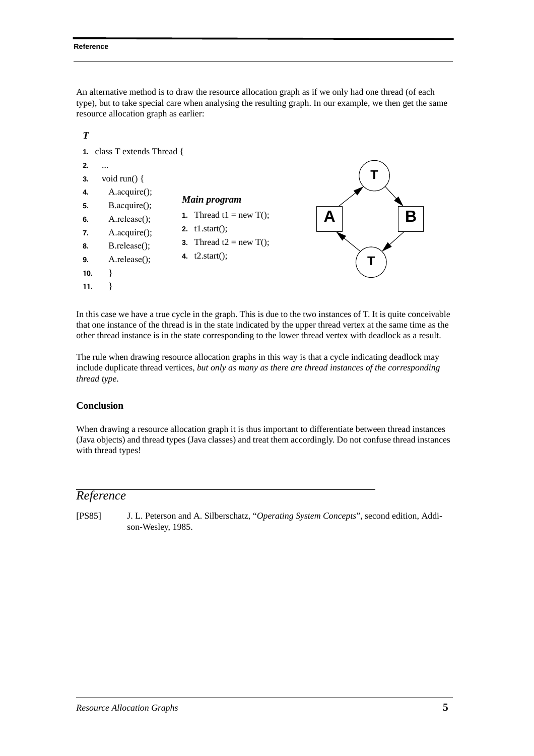An alternative method is to draw the resource allocation graph as if we only had one thread (of each type), but to take special care when analysing the resulting graph. In our example, we then get the same resource allocation graph as earlier:

***T***

```
1.  class T extends Thread {
2.    ...
3.    void run() {
4.      A.acquire();
5.      B.acquire();
6.      A.release();
7.      A.acquire();
8.      B.release();
9.      A.release();
10.   }
11. }
```

***Main program***

```
1.  Thread t1 = new T();
2.  t1.start();
3.  Thread t2 = new T();
4.  t2.start();
```

T

A

B

T

In this case we have a true cycle in the graph. This is due to the two instances of T. It is quite conceivable that one instance of the thread is in the state indicated by the upper thread vertex at the same time as the other thread instance is in the state corresponding to the lower thread vertex with deadlock as a result.

The rule when drawing resource allocation graphs in this way is that a cycle indicating deadlock may include duplicate thread vertices, *but only as many as there are thread instances of the corresponding thread type*.

### Conclusion

When drawing a resource allocation graph it is thus important to differentiate between thread instances (Java objects) and thread types (Java classes) and treat them accordingly. Do not confuse thread instances with thread types!

## *Reference*

[PS85] J. L. Peterson and A. Silberschatz, "*Operating System Concepts*", second edition, Addison-Wesley, 1985.